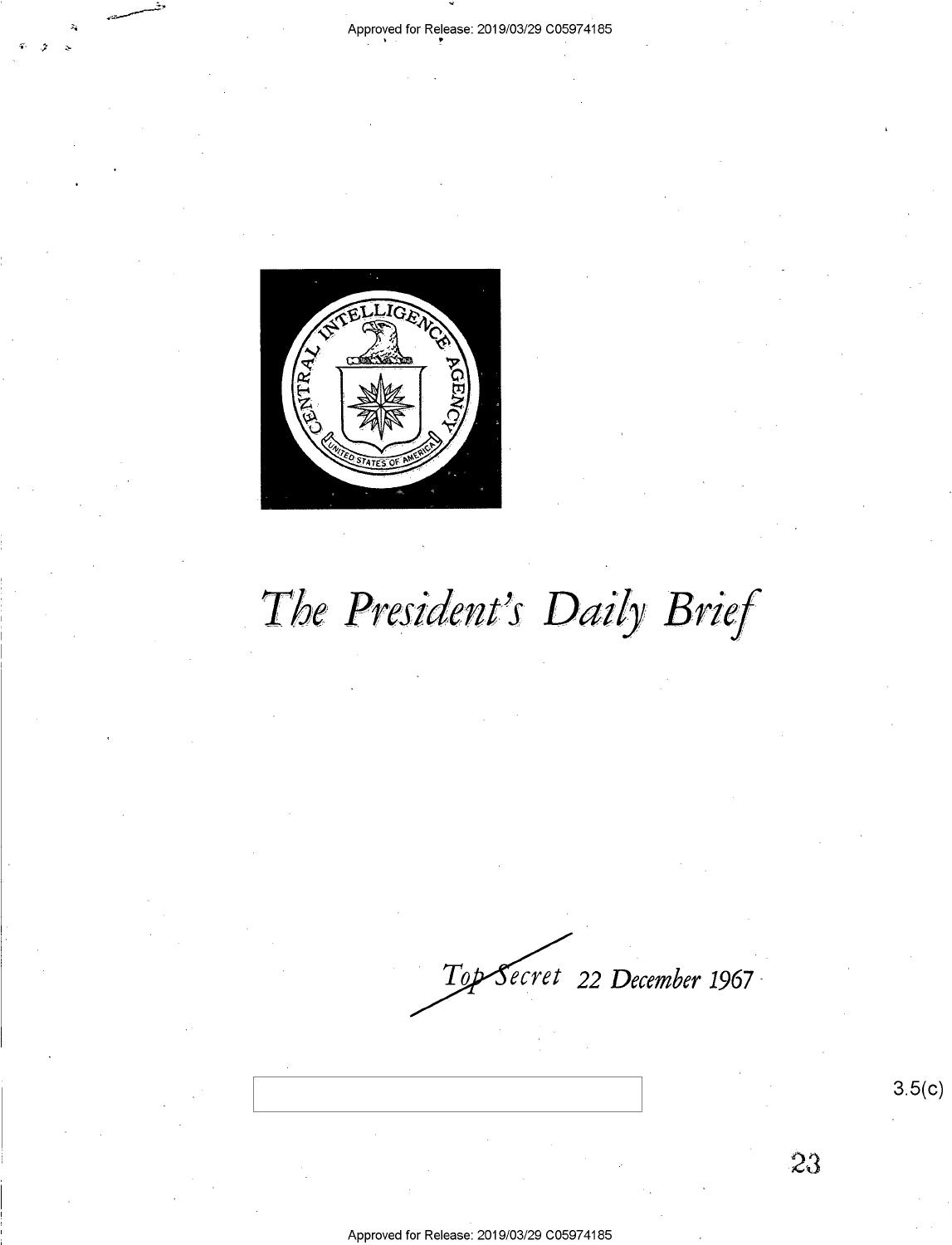Approved for Release: 2019/03/29 C05974185

# The President's Daily Brief

Top Secret 22 December 1967

3.5(c)

23

Approved for Release: 2019/03/29 C05974185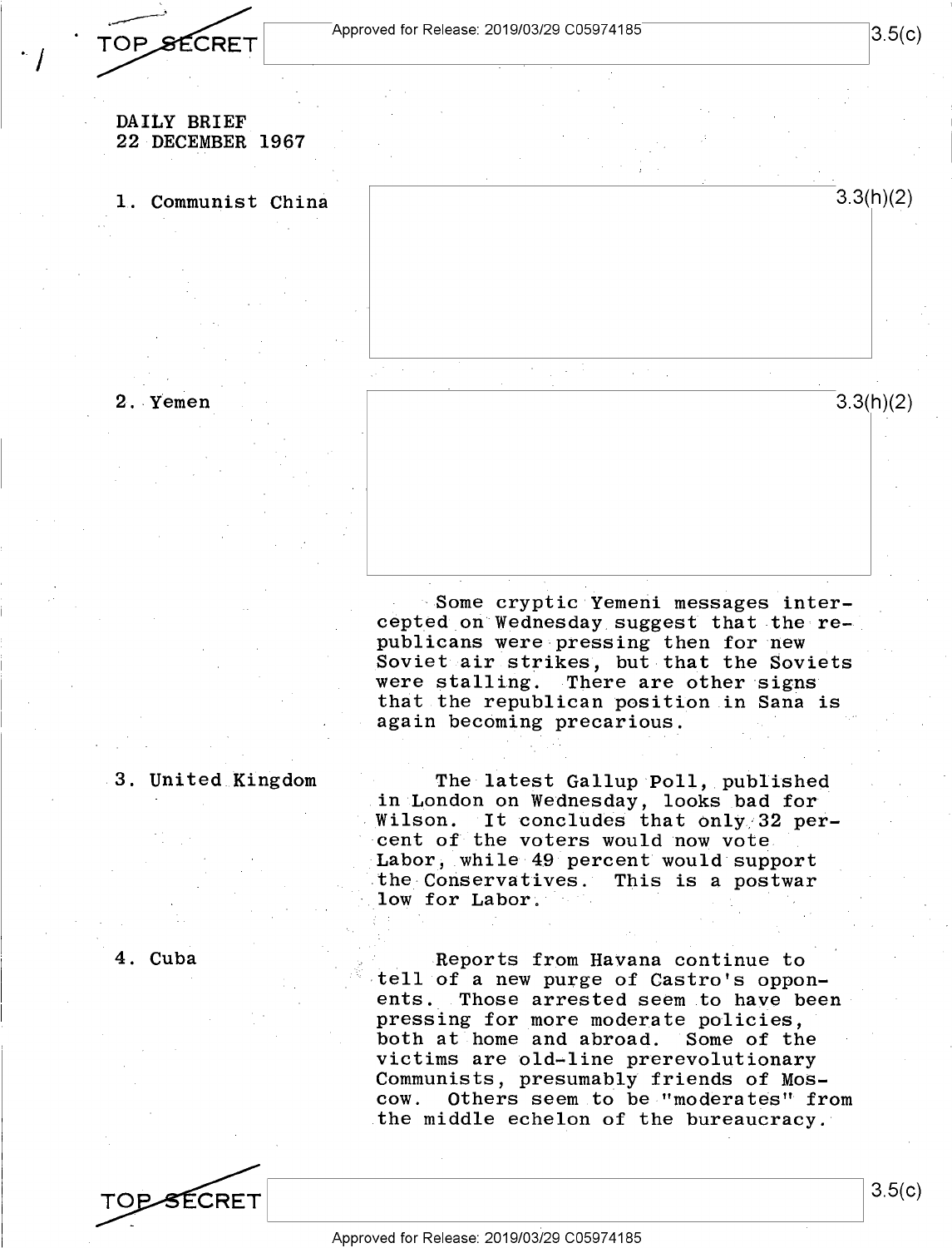TOP SECRET

DAILY BRIEF
22 DECEMBER 1967

1. Communist China

3.3(h)(2)

2. Yemen

3.3(h)(2)

Some cryptic Yemeni messages intercepted on Wednesday suggest that the republicans were pressing then for new Soviet air strikes, but that the Soviets were stalling. There are other signs that the republican position in Sana is again becoming precarious.

3. United Kingdom

The latest Gallup Poll, published in London on Wednesday, looks bad for Wilson. It concludes that only 32 percent of the voters would now vote Labor, while 49 percent would support the Conservatives. This is a postwar low for Labor.

4. Cuba

Reports from Havana continue to tell of a new purge of Castro's opponents. Those arrested seem to have been pressing for more moderate policies, both at home and abroad. Some of the victims are old-line prerevolutionary Communists, presumably friends of Moscow. Others seem to be "moderates" from the middle echelon of the bureaucracy.

TOP SECRET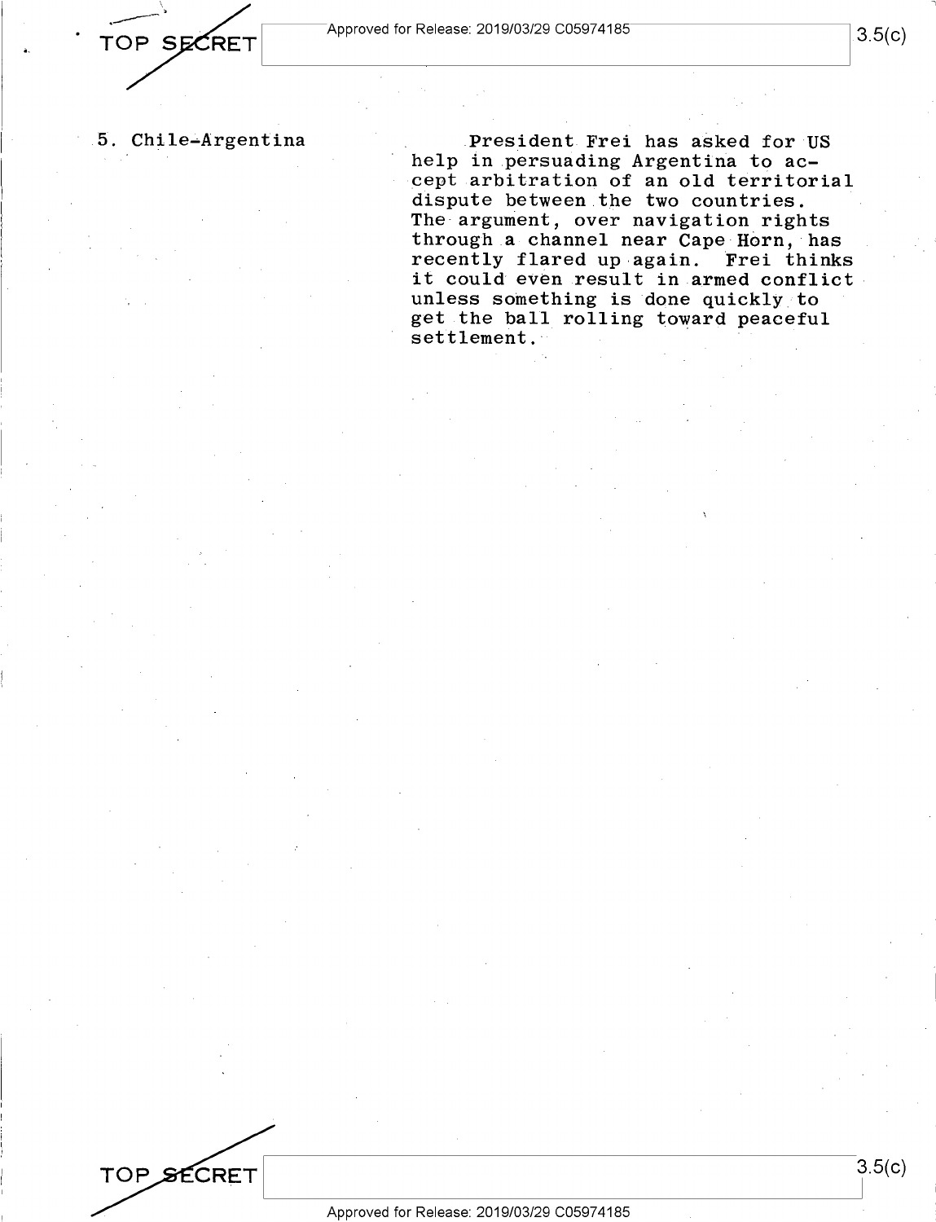5. Chile-Argentina

President Frei has asked for US help in persuading Argentina to accept arbitration of an old territorial dispute between the two countries. The argument, over navigation rights through a channel near Cape Horn, has recently flared up again. Frei thinks it could even result in armed conflict unless something is done quickly to get the ball rolling toward peaceful settlement.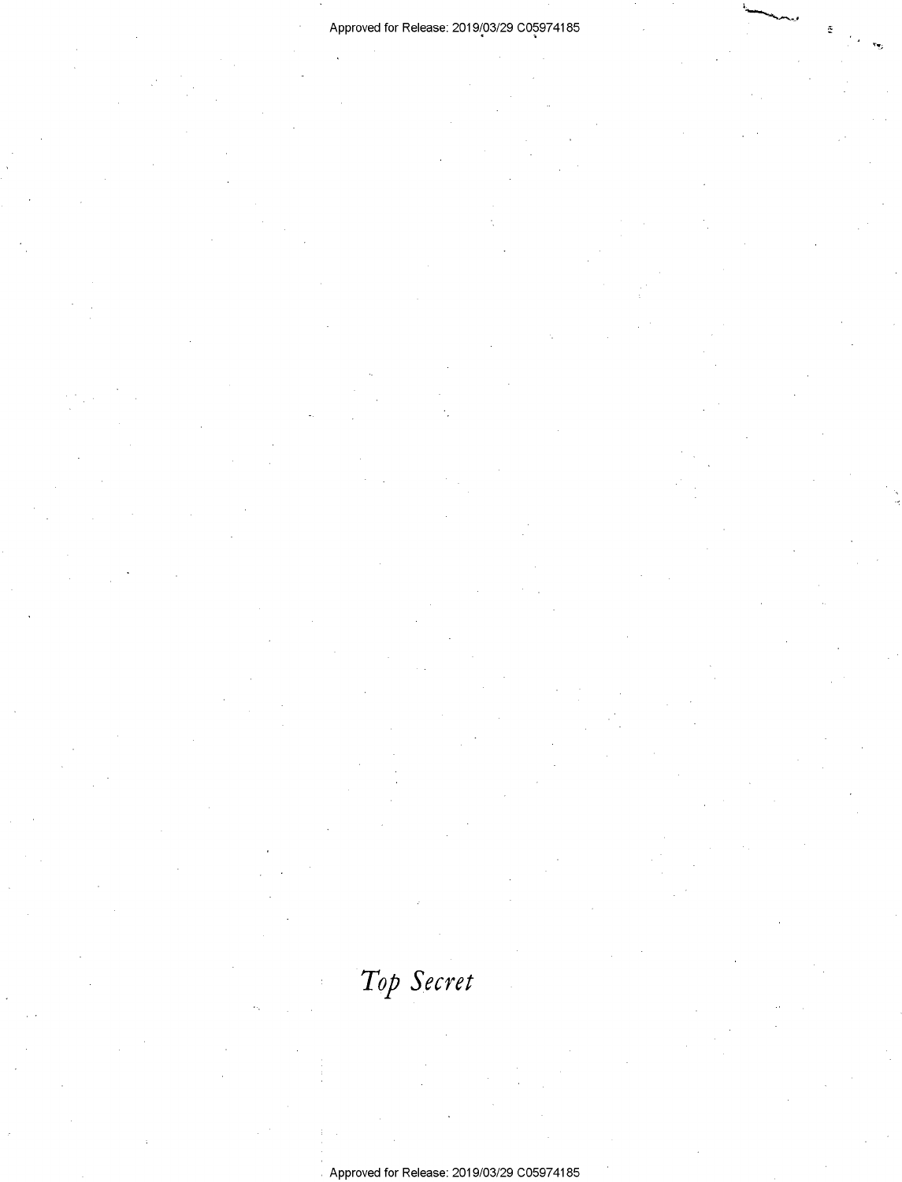*Top Secret*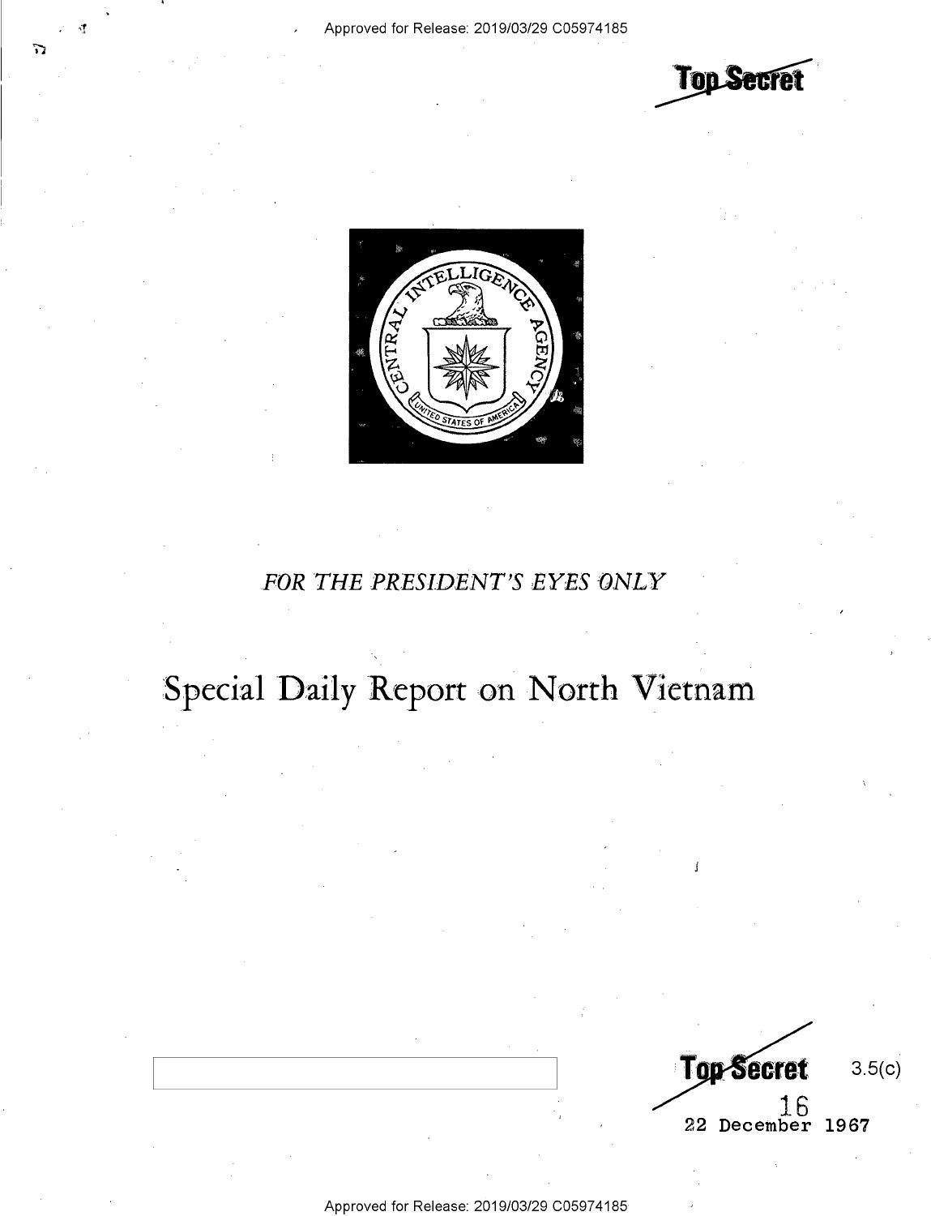Top Secret

FOR THE PRESIDENT'S EYES ONLY

# Special Daily Report on North Vietnam

Top Secret

3.5(c)

16

22 December 1967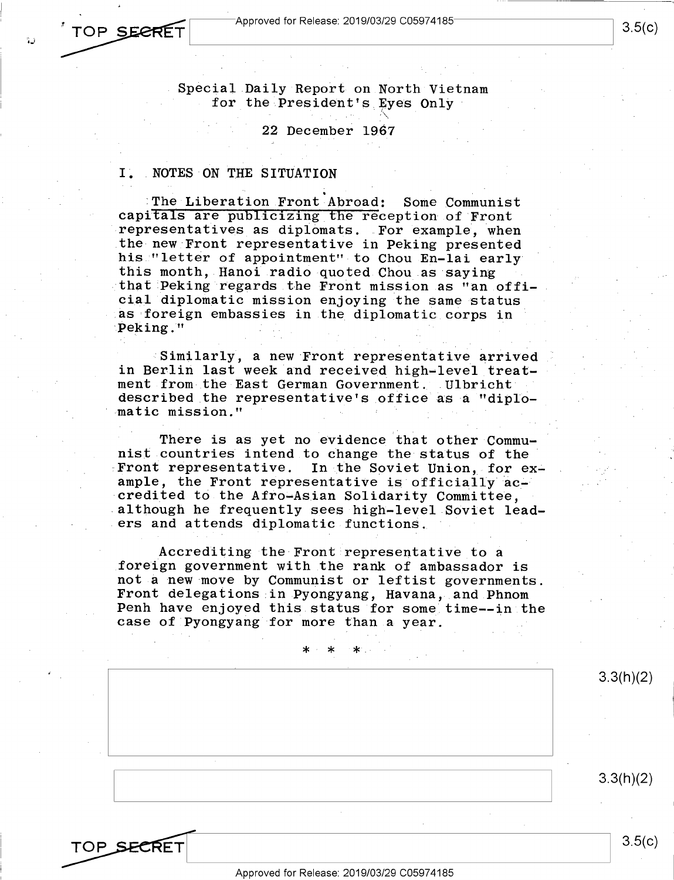Special Daily Report on North Vietnam for the President's Eyes Only

22 December 1967

## I. NOTES ON THE SITUATION

The Liberation Front Abroad: Some Communist capitals are publicizing the reception of Front representatives as diplomats. For example, when the new Front representative in Peking presented his "letter of appointment" to Chou En-lai early this month, Hanoi radio quoted Chou as saying that Peking regards the Front mission as "an official diplomatic mission enjoying the same status as foreign embassies in the diplomatic corps in Peking."

Similarly, a new Front representative arrived in Berlin last week and received high-level treatment from the East German Government. Ulbricht described the representative's office as a "diplomatic mission."

There is as yet no evidence that other Communist countries intend to change the status of the Front representative. In the Soviet Union, for example, the Front representative is officially accredited to the Afro-Asian Solidarity Committee, although he frequently sees high-level Soviet leaders and attends diplomatic functions.

Accrediting the Front representative to a foreign government with the rank of ambassador is not a new move by Communist or leftist governments. Front delegations in Pyongyang, Havana, and Phnom Penh have enjoyed this status for some time--in the case of Pyongyang for more than a year.

* * *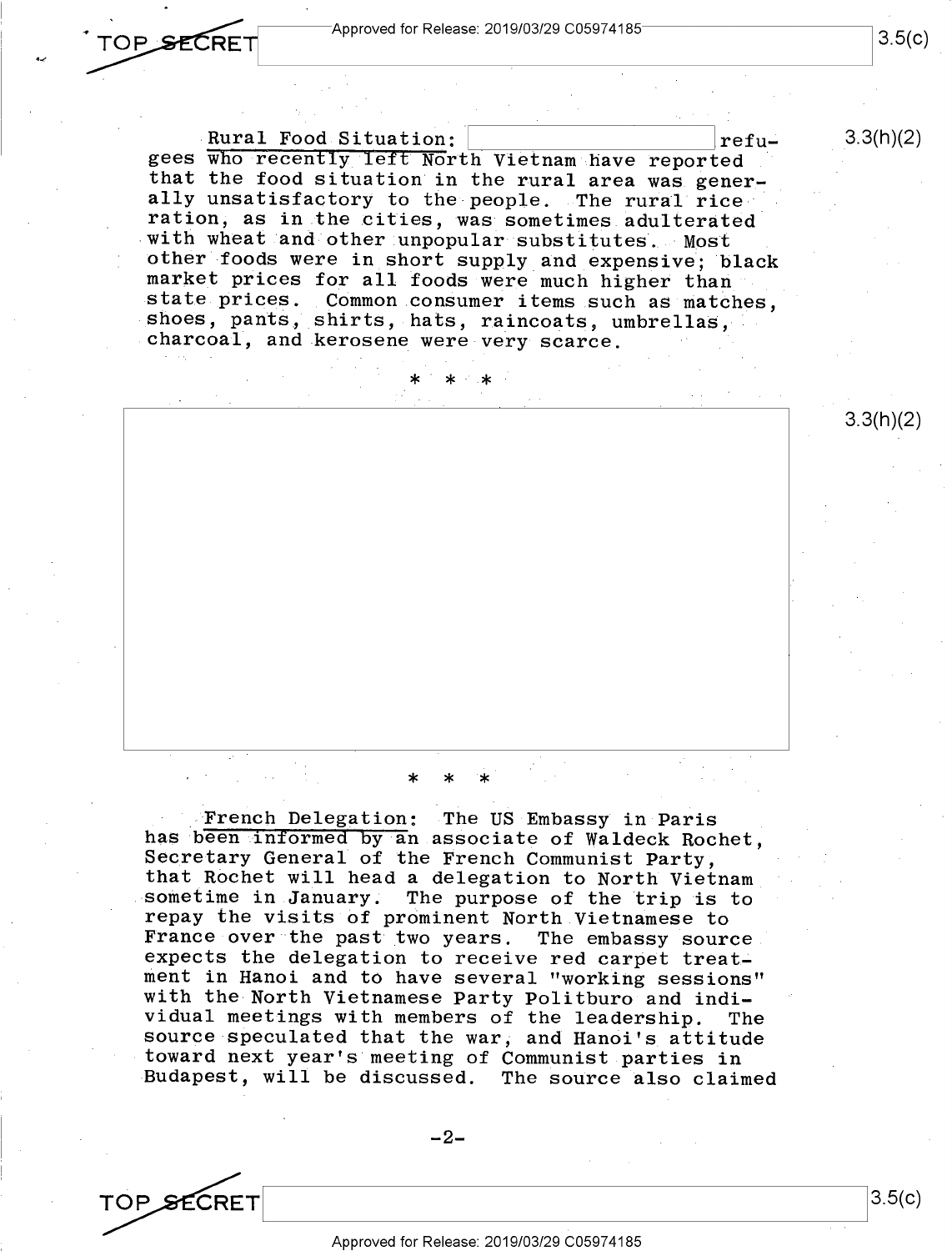Rural Food Situation: [redacted] refugees who recently left North Vietnam have reported that the food situation in the rural area was generally unsatisfactory to the people. The rural rice ration, as in the cities, was sometimes adulterated with wheat and other unpopular substitutes. Most other foods were in short supply and expensive; black market prices for all foods were much higher than state prices. Common consumer items such as matches, shoes, pants, shirts, hats, raincoats, umbrellas, charcoal, and kerosene were very scarce.

* * *

* * *

French Delegation: The US Embassy in Paris has been informed by an associate of Waldeck Rochet, Secretary General of the French Communist Party, that Rochet will head a delegation to North Vietnam sometime in January. The purpose of the trip is to repay the visits of prominent North Vietnamese to France over the past two years. The embassy source expects the delegation to receive red carpet treatment in Hanoi and to have several "working sessions" with the North Vietnamese Party Politburo and individual meetings with members of the leadership. The source speculated that the war, and Hanoi's attitude toward next year's meeting of Communist parties in Budapest, will be discussed. The source also claimed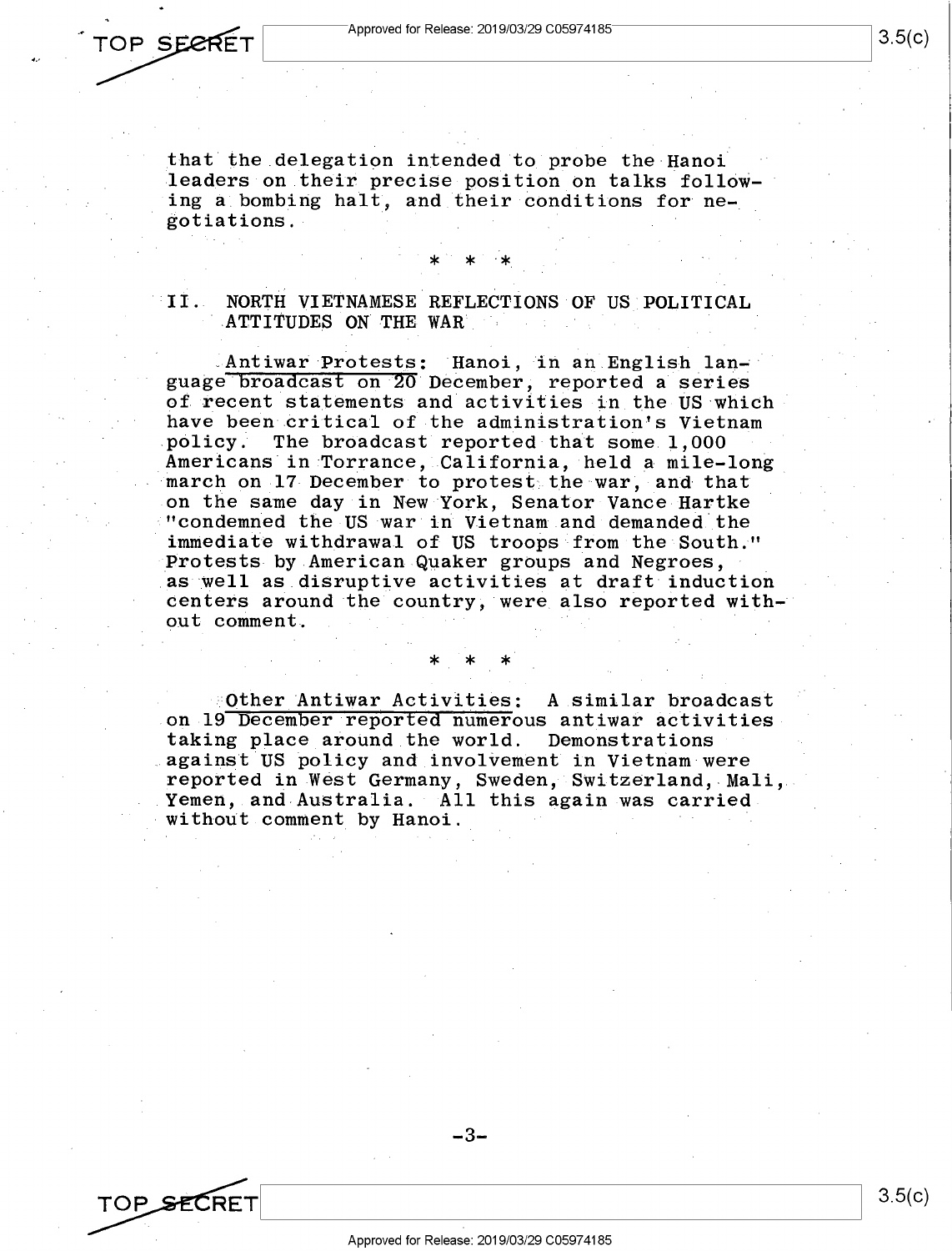that the delegation intended to probe the Hanoi leaders on their precise position on talks following a bombing halt, and their conditions for negotiations.

\* \* \*

## II. NORTH VIETNAMESE REFLECTIONS OF US POLITICAL ATTITUDES ON THE WAR

Antiwar Protests: Hanoi, in an English language broadcast on 20 December, reported a series of recent statements and activities in the US which have been critical of the administration's Vietnam policy. The broadcast reported that some 1,000 Americans in Torrance, California, held a mile-long march on 17 December to protest the war, and that on the same day in New York, Senator Vance Hartke "condemned the US war in Vietnam and demanded the immediate withdrawal of US troops from the South." Protests by American Quaker groups and Negroes, as well as disruptive activities at draft induction centers around the country, were also reported without comment.

\* \* \*

Other Antiwar Activities: A similar broadcast on 19 December reported numerous antiwar activities taking place around the world. Demonstrations against US policy and involvement in Vietnam were reported in West Germany, Sweden, Switzerland, Mali, Yemen, and Australia. All this again was carried without comment by Hanoi.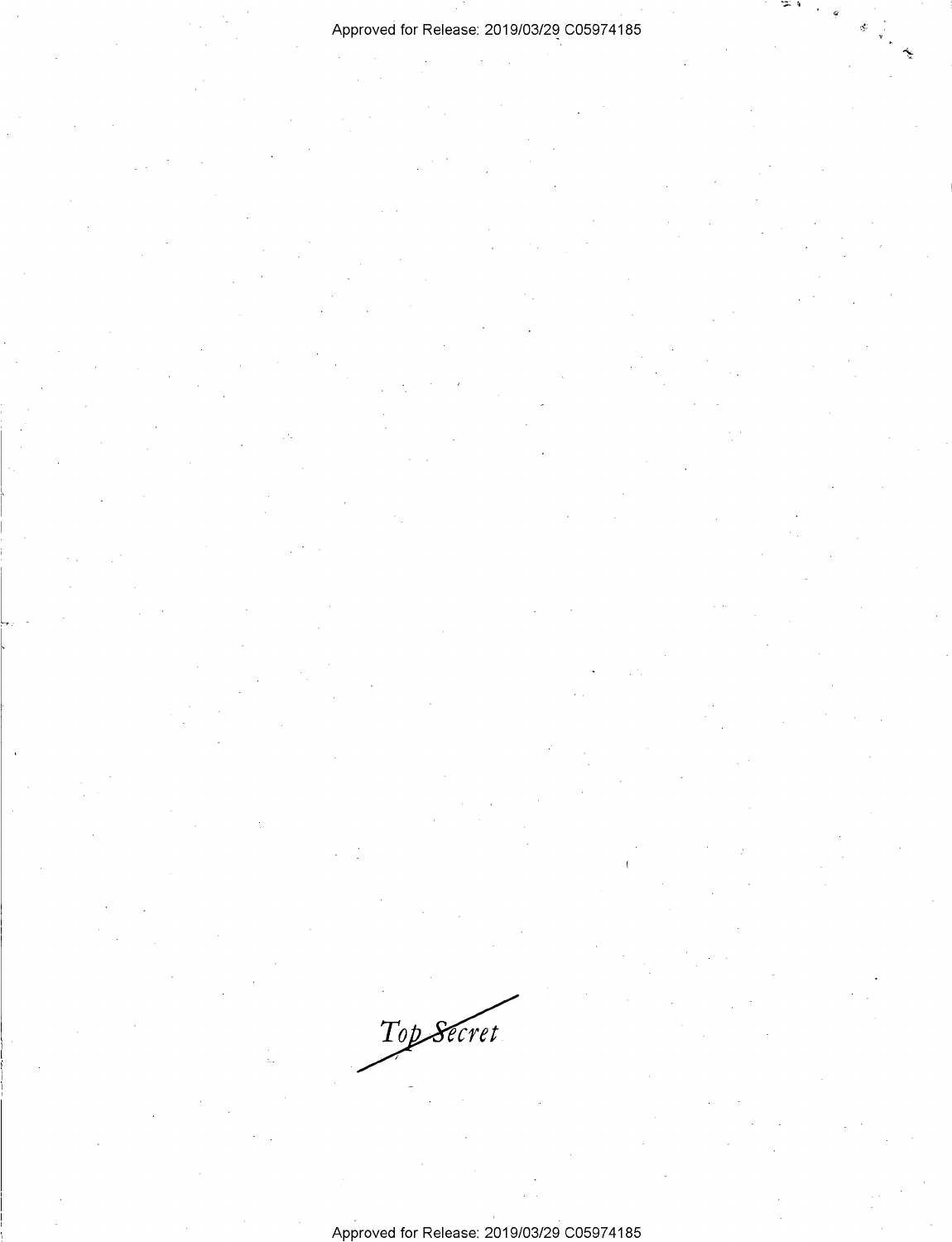Top Secret